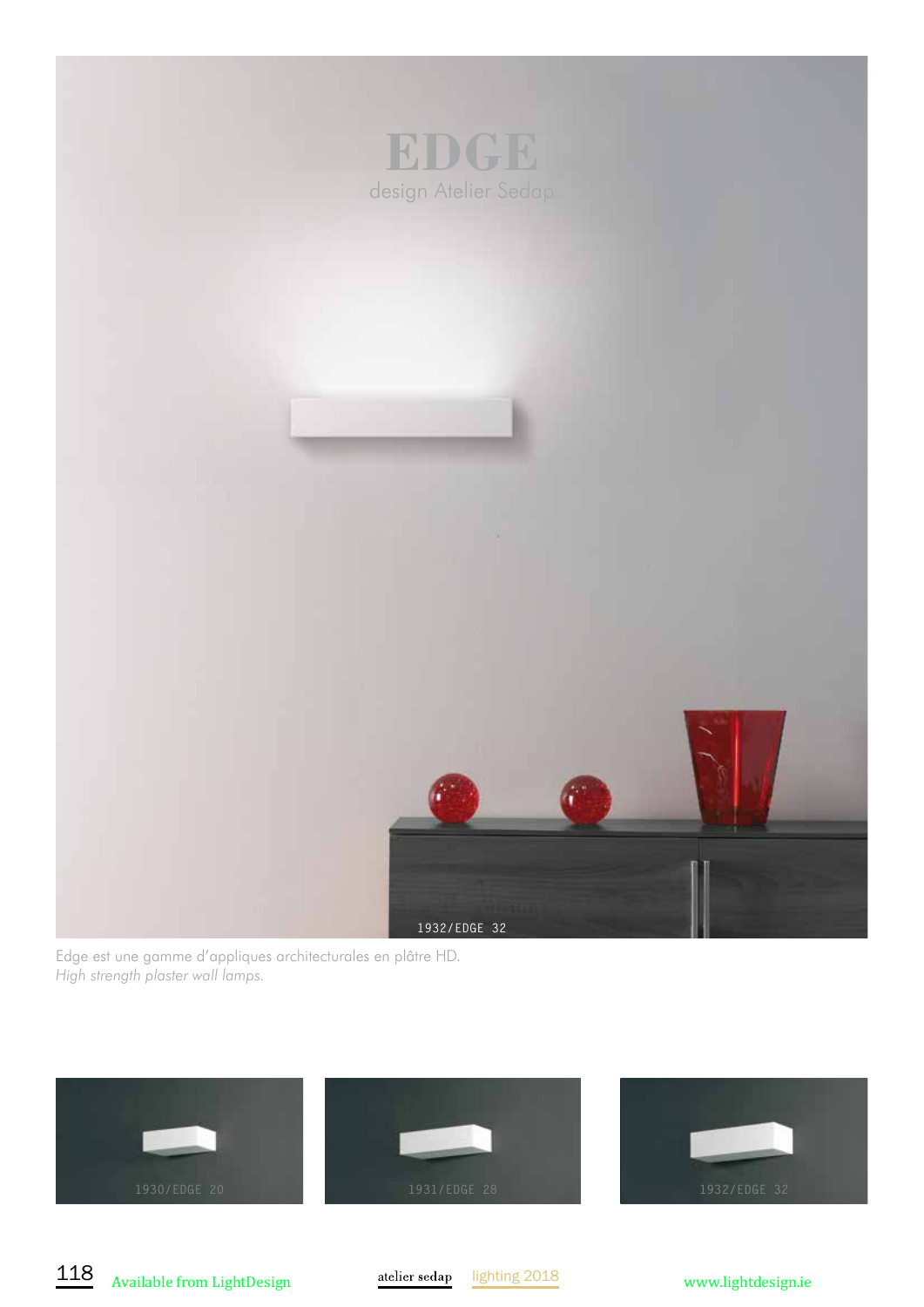# EDGE

design Atelier Sedap

1932/EDGE 32

Edge est une gamme d'appliques architecturales en plâtre HD.
*High strength plaster wall lamps.*

1930/EDGE 20

1931/EDGE 28

1932/EDGE 32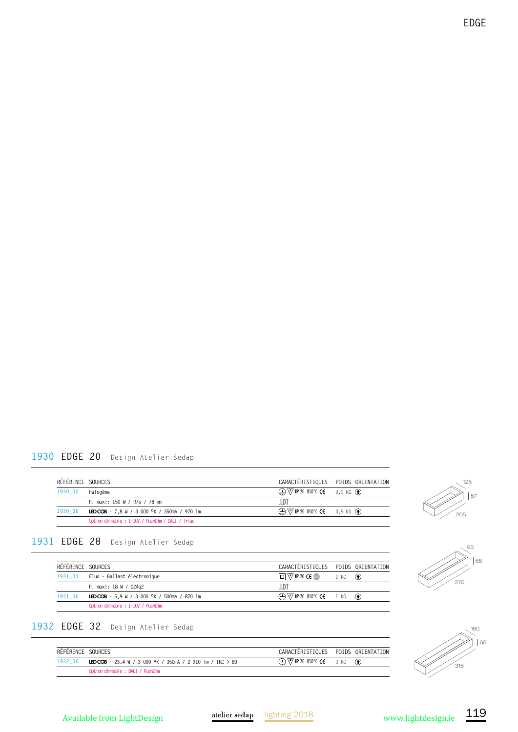## 1930 EDGE 20 Design Atelier Sedap

| RÉFÉRENCE | SOURCES | CARACTÉRISTIQUES | POIDS | ORIENTATION |
|---|---|---|---|---|
| 1930_02 | Halogène | IP 20 850°C CE | 0,9 KG | |
| | P. maxi: 150 W / R7s / 78 mm | .LDT | | |
| 1930_06 | **LED COB** - 7,8 W / 3 000 °K / 350mA / 970 lm | IP 20 850°C CE | 0,9 KG | |
| | Option dimmable : 1-10V / PushDim / DALI / Triac | | | |

125
57
205

## 1931 EDGE 28 Design Atelier Sedap

| RÉFÉRENCE | SOURCES | CARACTÉRISTIQUES | POIDS | ORIENTATION |
|---|---|---|---|---|
| 1931_03 | Fluo - Ballast électronique | IP 20 CE | 1 KG | |
| | P. maxi: 18 W / G24q2 | .LDT | | |
| 1931_06 | **LED COB** - 5,9 W / 3 000 °K / 500mA / 870 lm | IP 20 850°C CE | 1 KG | |
| | Option dimmable : 1-10V / PushDim | | | |

95
58
275

## 1932 EDGE 32 Design Atelier Sedap

| RÉFÉRENCE | SOURCES | CARACTÉRISTIQUES | POIDS | ORIENTATION |
|---|---|---|---|---|
| 1932_06 | **LED COB** - 23,4 W / 3 000 °K / 350mA / 2 910 lm / IRC > 80 | IP 20 850°C CE | 3 KG | |
| | Option dimmable : DALI / PushDim | | | |

160
65
315

Available from LightDesign atelier sedap lighting 2018 www.lightdesign.ie